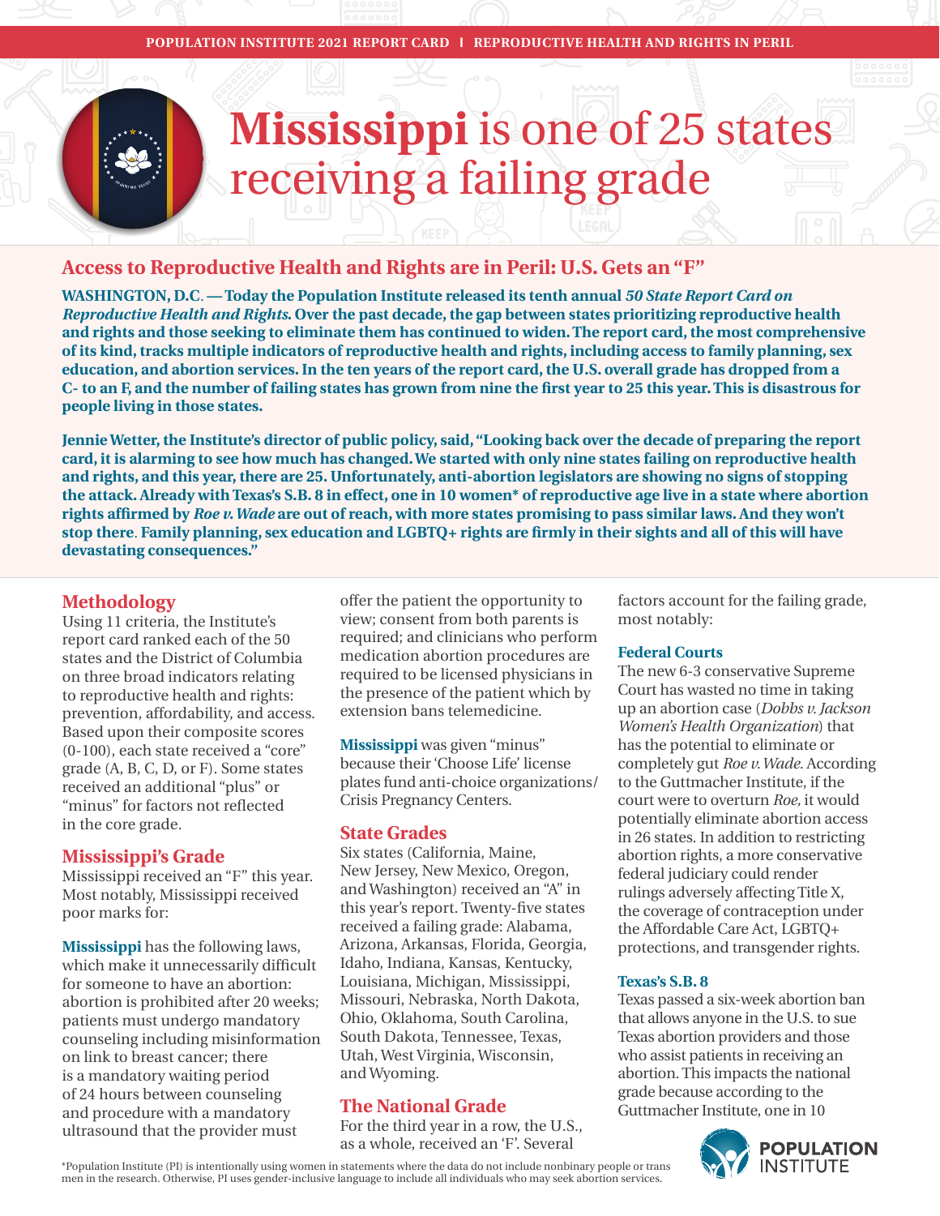POPULATION INSTITUTE 2021 REPORT CARD | REPRODUCTIVE HEALTH AND RIGHTS IN PERIL

# Mississippi is one of 25 states receiving a failing grade

## Access to Reproductive Health and Rights are in Peril: U.S. Gets an "F"

**WASHINGTON, D.C. — Today the Population Institute released its tenth annual *50 State Report Card on Reproductive Health and Rights.* Over the past decade, the gap between states prioritizing reproductive health and rights and those seeking to eliminate them has continued to widen. The report card, the most comprehensive of its kind, tracks multiple indicators of reproductive health and rights, including access to family planning, sex education, and abortion services. In the ten years of the report card, the U.S. overall grade has dropped from a C- to an F, and the number of failing states has grown from nine the first year to 25 this year. This is disastrous for people living in those states.**

**Jennie Wetter, the Institute's director of public policy, said, "Looking back over the decade of preparing the report card, it is alarming to see how much has changed. We started with only nine states failing on reproductive health and rights, and this year, there are 25. Unfortunately, anti-abortion legislators are showing no signs of stopping the attack. Already with Texas's S.B. 8 in effect, one in 10 women\* of reproductive age live in a state where abortion rights affirmed by *Roe v. Wade* are out of reach, with more states promising to pass similar laws. And they won't stop there. Family planning, sex education and LGBTQ+ rights are firmly in their sights and all of this will have devastating consequences."**

### Methodology

Using 11 criteria, the Institute's report card ranked each of the 50 states and the District of Columbia on three broad indicators relating to reproductive health and rights: prevention, affordability, and access. Based upon their composite scores (0-100), each state received a "core" grade (A, B, C, D, or F). Some states received an additional "plus" or "minus" for factors not reflected in the core grade.

### Mississippi's Grade

Mississippi received an "F" this year. Most notably, Mississippi received poor marks for:

**Mississippi** has the following laws, which make it unnecessarily difficult for someone to have an abortion: abortion is prohibited after 20 weeks; patients must undergo mandatory counseling including misinformation on link to breast cancer; there is a mandatory waiting period of 24 hours between counseling and procedure with a mandatory ultrasound that the provider must offer the patient the opportunity to view; consent from both parents is required; and clinicians who perform medication abortion procedures are required to be licensed physicians in the presence of the patient which by extension bans telemedicine.

**Mississippi** was given "minus" because their 'Choose Life' license plates fund anti-choice organizations/ Crisis Pregnancy Centers.

### State Grades

Six states (California, Maine, New Jersey, New Mexico, Oregon, and Washington) received an "A" in this year's report. Twenty-five states received a failing grade: Alabama, Arizona, Arkansas, Florida, Georgia, Idaho, Indiana, Kansas, Kentucky, Louisiana, Michigan, Mississippi, Missouri, Nebraska, North Dakota, Ohio, Oklahoma, South Carolina, South Dakota, Tennessee, Texas, Utah, West Virginia, Wisconsin, and Wyoming.

### The National Grade

For the third year in a row, the U.S., as a whole, received an 'F'. Several factors account for the failing grade, most notably:

#### Federal Courts

The new 6-3 conservative Supreme Court has wasted no time in taking up an abortion case (*Dobbs v. Jackson Women's Health Organization*) that has the potential to eliminate or completely gut *Roe v. Wade*. According to the Guttmacher Institute, if the court were to overturn *Roe,* it would potentially eliminate abortion access in 26 states. In addition to restricting abortion rights, a more conservative federal judiciary could render rulings adversely affecting Title X, the coverage of contraception under the Affordable Care Act, LGBTQ+ protections, and transgender rights.

#### Texas's S.B. 8

Texas passed a six-week abortion ban that allows anyone in the U.S. to sue Texas abortion providers and those who assist patients in receiving an abortion. This impacts the national grade because according to the Guttmacher Institute, one in 10

\*Population Institute (PI) is intentionally using women in statements where the data do not include nonbinary people or trans men in the research. Otherwise, PI uses gender-inclusive language to include all individuals who may seek abortion services.

POPULATION INSTITUTE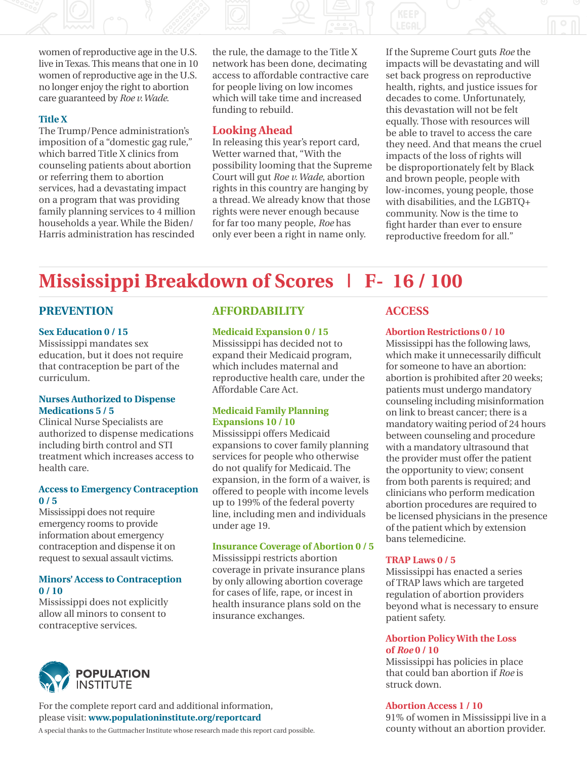women of reproductive age in the U.S. live in Texas. This means that one in 10 women of reproductive age in the U.S. no longer enjoy the right to abortion care guaranteed by *Roe v. Wade*.

### Title X

The Trump/Pence administration's imposition of a "domestic gag rule," which barred Title X clinics from counseling patients about abortion or referring them to abortion services, had a devastating impact on a program that was providing family planning services to 4 million households a year. While the Biden/Harris administration has rescinded the rule, the damage to the Title X network has been done, decimating access to affordable contractive care for people living on low incomes which will take time and increased funding to rebuild.

## Looking Ahead

In releasing this year's report card, Wetter warned that, "With the possibility looming that the Supreme Court will gut *Roe v. Wade*, abortion rights in this country are hanging by a thread. We already know that those rights were never enough because for far too many people, *Roe* has only ever been a right in name only. If the Supreme Court guts *Roe* the impacts will be devastating and will set back progress on reproductive health, rights, and justice issues for decades to come. Unfortunately, this devastation will not be felt equally. Those with resources will be able to travel to access the care they need. And that means the cruel impacts of the loss of rights will be disproportionately felt by Black and brown people, people with low-incomes, young people, those with disabilities, and the LGBTQ+ community. Now is the time to fight harder than ever to ensure reproductive freedom for all."

# Mississippi Breakdown of Scores | F- 16 / 100

## PREVENTION

### Sex Education 0 / 15

Mississippi mandates sex education, but it does not require that contraception be part of the curriculum.

### Nurses Authorized to Dispense Medications 5 / 5

Clinical Nurse Specialists are authorized to dispense medications including birth control and STI treatment which increases access to health care.

### Access to Emergency Contraception 0 / 5

Mississippi does not require emergency rooms to provide information about emergency contraception and dispense it on request to sexual assault victims.

### Minors' Access to Contraception 0 / 10

Mississippi does not explicitly allow all minors to consent to contraceptive services.

## AFFORDABILITY

### Medicaid Expansion 0 / 15

Mississippi has decided not to expand their Medicaid program, which includes maternal and reproductive health care, under the Affordable Care Act.

### Medicaid Family Planning Expansions 10 / 10

Mississippi offers Medicaid expansions to cover family planning services for people who otherwise do not qualify for Medicaid. The expansion, in the form of a waiver, is offered to people with income levels up to 199% of the federal poverty line, including men and individuals under age 19.

### Insurance Coverage of Abortion 0 / 5

Mississippi restricts abortion coverage in private insurance plans by only allowing abortion coverage for cases of life, rape, or incest in health insurance plans sold on the insurance exchanges.

## ACCESS

### Abortion Restrictions 0 / 10

Mississippi has the following laws, which make it unnecessarily difficult for someone to have an abortion: abortion is prohibited after 20 weeks; patients must undergo mandatory counseling including misinformation on link to breast cancer; there is a mandatory waiting period of 24 hours between counseling and procedure with a mandatory ultrasound that the provider must offer the patient the opportunity to view; consent from both parents is required; and clinicians who perform medication abortion procedures are required to be licensed physicians in the presence of the patient which by extension bans telemedicine.

### TRAP Laws 0 / 5

Mississippi has enacted a series of TRAP laws which are targeted regulation of abortion providers beyond what is necessary to ensure patient safety.

### Abortion Policy With the Loss of *Roe* 0 / 10

Mississippi has policies in place that could ban abortion if *Roe* is struck down.

### Abortion Access 1 / 10

91% of women in Mississippi live in a county without an abortion provider.

POPULATION INSTITUTE

For the complete report card and additional information, please visit: **www.populationinstitute.org/reportcard**

A special thanks to the Guttmacher Institute whose research made this report card possible.